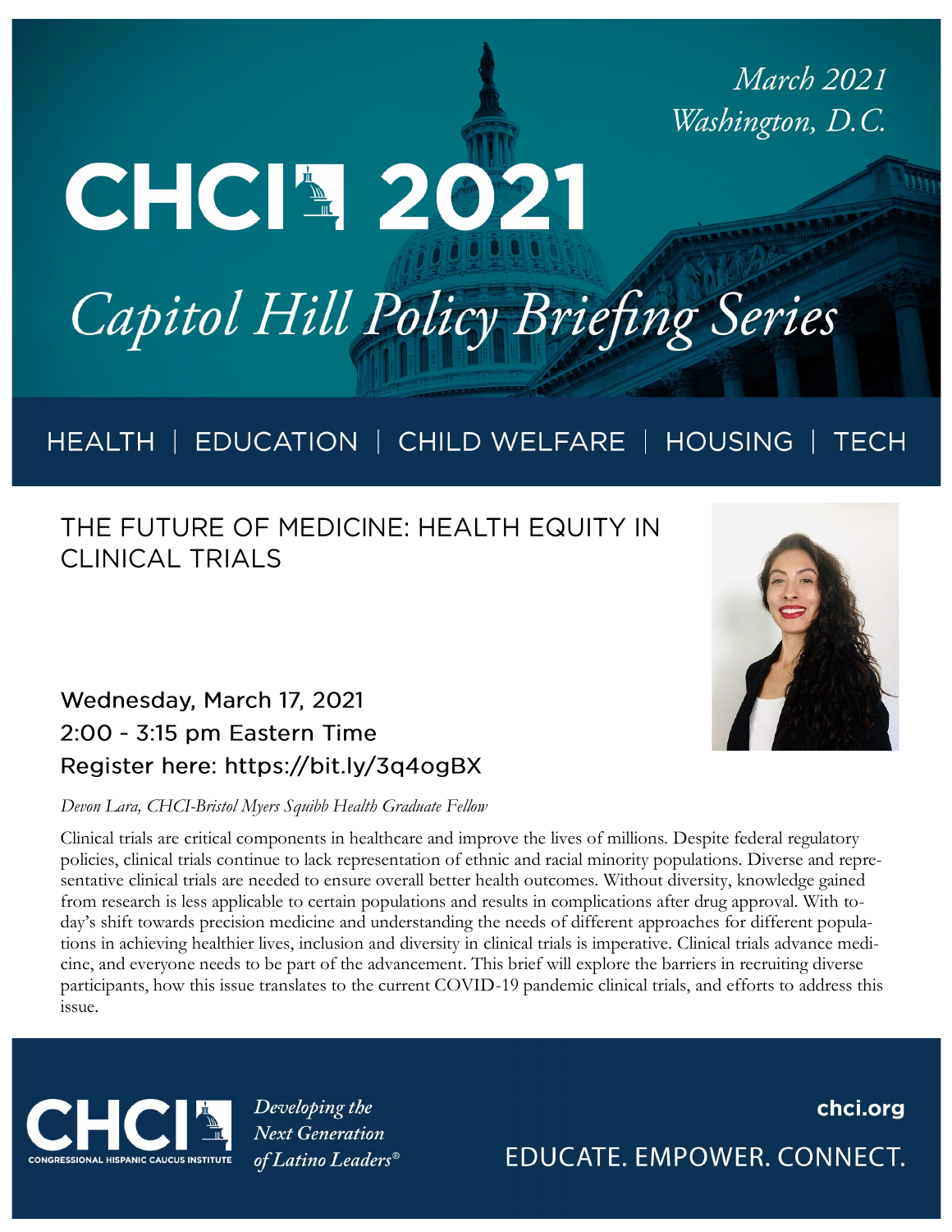*March 2021*
*Washington, D.C.*

# CHCI 2021

## *Capitol Hill Policy Briefing Series*

HEALTH | EDUCATION | CHILD WELFARE | HOUSING | TECH

### THE FUTURE OF MEDICINE: HEALTH EQUITY IN CLINICAL TRIALS

Wednesday, March 17, 2021
2:00 - 3:15 pm Eastern Time
Register here: https://bit.ly/3q4ogBX

*Devon Lara, CHCI-Bristol Myers Squibb Health Graduate Fellow*

Clinical trials are critical components in healthcare and improve the lives of millions. Despite federal regulatory policies, clinical trials continue to lack representation of ethnic and racial minority populations. Diverse and representative clinical trials are needed to ensure overall better health outcomes. Without diversity, knowledge gained from research is less applicable to certain populations and results in complications after drug approval. With today's shift towards precision medicine and understanding the needs of different approaches for different populations in achieving healthier lives, inclusion and diversity in clinical trials is imperative. Clinical trials advance medicine, and everyone needs to be part of the advancement. This brief will explore the barriers in recruiting diverse participants, how this issue translates to the current COVID-19 pandemic clinical trials, and efforts to address this issue.

CHCI
CONGRESSIONAL HISPANIC CAUCUS INSTITUTE

*Developing the Next Generation of Latino Leaders®*

**chci.org**

EDUCATE. EMPOWER. CONNECT.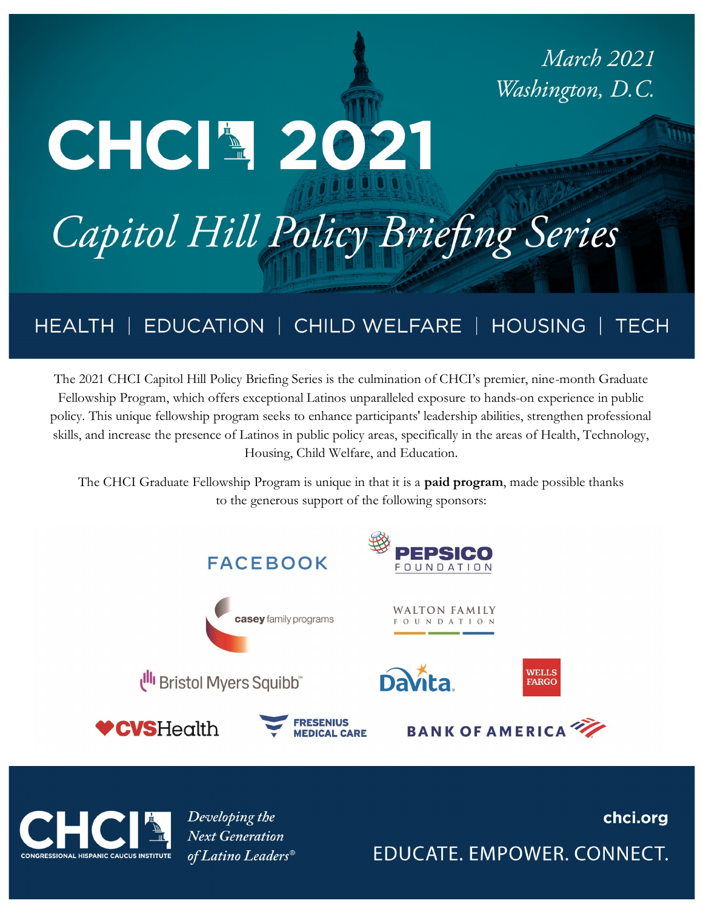*March 2021*
*Washington, D.C.*

# CHCI 2021

## *Capitol Hill Policy Briefing Series*

HEALTH | EDUCATION | CHILD WELFARE | HOUSING | TECH

The 2021 CHCI Capitol Hill Policy Briefing Series is the culmination of CHCI's premier, nine-month Graduate Fellowship Program, which offers exceptional Latinos unparalleled exposure to hands-on experience in public policy. This unique fellowship program seeks to enhance participants' leadership abilities, strengthen professional skills, and increase the presence of Latinos in public policy areas, specifically in the areas of Health, Technology, Housing, Child Welfare, and Education.

The CHCI Graduate Fellowship Program is unique in that it is a **paid program**, made possible thanks to the generous support of the following sponsors:

FACEBOOK

PEPSICO FOUNDATION

casey family programs

WALTON FAMILY FOUNDATION

Bristol Myers Squibb™

DaVita.

WELLS FARGO

CVSHealth

FRESENIUS MEDICAL CARE

BANK OF AMERICA

CHCI
CONGRESSIONAL HISPANIC CAUCUS INSTITUTE

*Developing the Next Generation of Latino Leaders®*

chci.org

EDUCATE. EMPOWER. CONNECT.